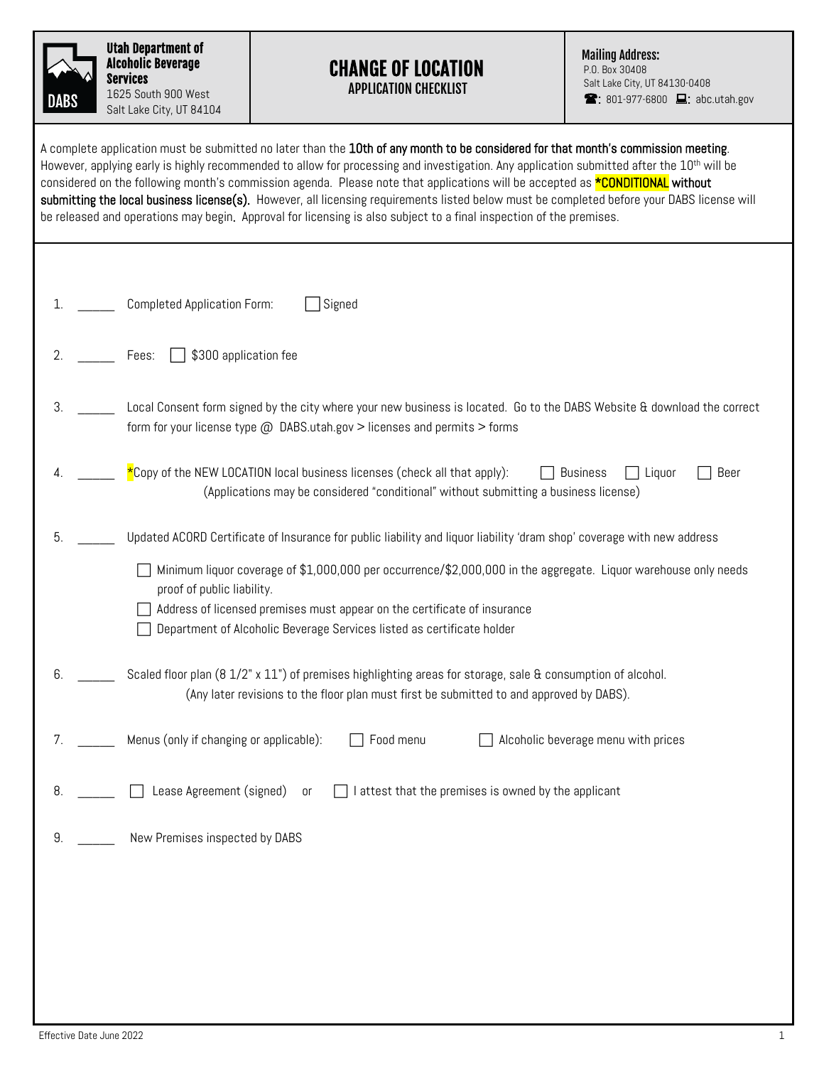**Utah Department of Alcoholic Beverage Services**
1625 South 900 West
Salt Lake City, UT 84104

# CHANGE OF LOCATION

## APPLICATION CHECKLIST

**Mailing Address:**
P.O. Box 30408
Salt Lake City, UT 84130-0408
☎: 801-977-6800 💻: abc.utah.gov

A complete application must be submitted no later than the **10th of any month to be considered for that month's commission meeting**. However, applying early is highly recommended to allow for processing and investigation. Any application submitted after the 10th will be considered on the following month's commission agenda. Please note that applications will be accepted as ***CONDITIONAL without submitting the local business license(s).** However, all licensing requirements listed below must be completed before your DABS license will be released and operations may begin. Approval for licensing is also subject to a final inspection of the premises.

1. ______ Completed Application Form: ☐ Signed

2. ______ Fees: ☐ $300 application fee

3. ______ Local Consent form signed by the city where your new business is located. Go to the DABS Website & download the correct form for your license type @ DABS.utah.gov > licenses and permits > forms

4. ______ *Copy of the NEW LOCATION local business licenses (check all that apply): ☐ Business ☐ Liquor ☐ Beer
   (Applications may be considered "conditional" without submitting a business license)

5. ______ Updated ACORD Certificate of Insurance for public liability and liquor liability 'dram shop' coverage with new address
   - ☐ Minimum liquor coverage of $1,000,000 per occurrence/$2,000,000 in the aggregate. Liquor warehouse only needs proof of public liability.
   - ☐ Address of licensed premises must appear on the certificate of insurance
   - ☐ Department of Alcoholic Beverage Services listed as certificate holder

6. ______ Scaled floor plan (8 1/2" x 11") of premises highlighting areas for storage, sale & consumption of alcohol.
   (Any later revisions to the floor plan must first be submitted to and approved by DABS).

7. ______ Menus (only if changing or applicable): ☐ Food menu ☐ Alcoholic beverage menu with prices

8. ______ ☐ Lease Agreement (signed) or ☐ I attest that the premises is owned by the applicant

9. ______ New Premises inspected by DABS

Effective Date June 2022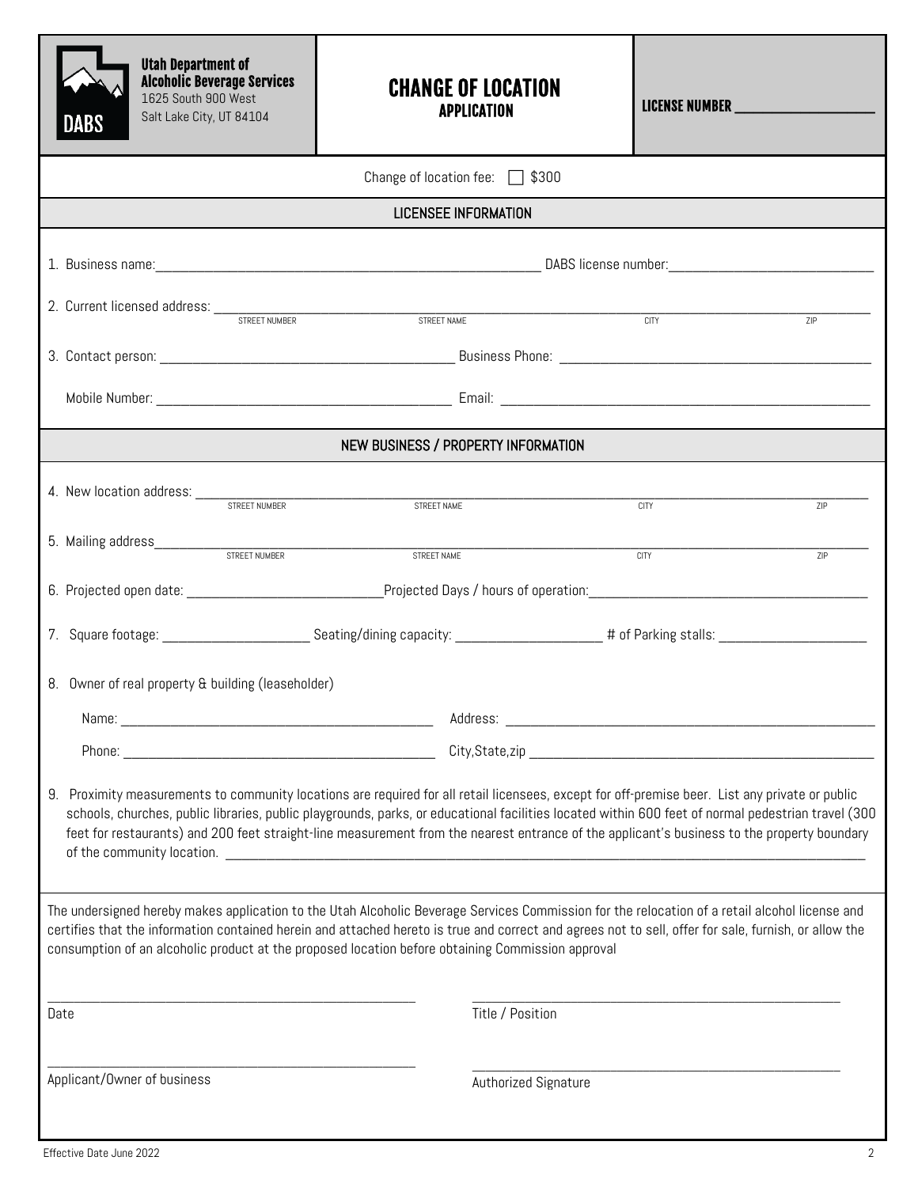Utah Department of Alcoholic Beverage Services
1625 South 900 West
Salt Lake City, UT 84104

# CHANGE OF LOCATION
## APPLICATION

**LICENSE NUMBER** ____________________

Change of location fee: ☐ $300

### LICENSEE INFORMATION

1. Business name: ____________________ DABS license number: ____________________

2. Current licensed address: ____________________
   STREET NUMBER / STREET NAME / CITY / ZIP

3. Contact person: ____________________ Business Phone: ____________________

   Mobile Number: ____________________ Email: ____________________

### NEW BUSINESS / PROPERTY INFORMATION

4. New location address: ____________________
   STREET NUMBER / STREET NAME / CITY / ZIP

5. Mailing address ____________________
   STREET NUMBER / STREET NAME / CITY / ZIP

6. Projected open date: ____________________ Projected Days / hours of operation: ____________________

7. Square footage: ____________________ Seating/dining capacity: ____________________ # of Parking stalls: ____________________

8. Owner of real property & building (leaseholder)

   Name: ____________________ Address: ____________________

   Phone: ____________________ City,State,zip ____________________

9. Proximity measurements to community locations are required for all retail licensees, except for off-premise beer. List any private or public schools, churches, public libraries, public playgrounds, parks, or educational facilities located within 600 feet of normal pedestrian travel (300 feet for restaurants) and 200 feet straight-line measurement from the nearest entrance of the applicant's business to the property boundary of the community location. ____________________

The undersigned hereby makes application to the Utah Alcoholic Beverage Services Commission for the relocation of a retail alcohol license and certifies that the information contained herein and attached hereto is true and correct and agrees not to sell, offer for sale, furnish, or allow the consumption of an alcoholic product at the proposed location before obtaining Commission approval

____________________
Date

____________________
Title / Position

____________________
Applicant/Owner of business

____________________
Authorized Signature

Effective Date June 2022